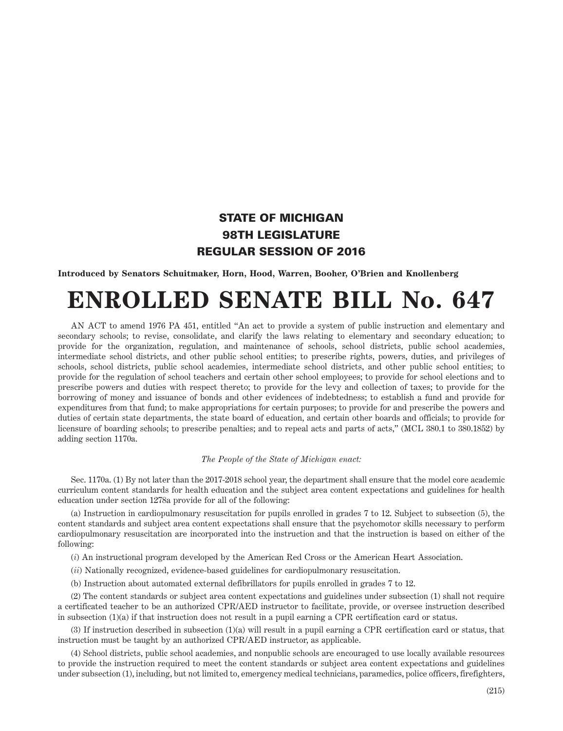**STATE OF MICHIGAN**
**98TH LEGISLATURE**
**REGULAR SESSION OF 2016**

**Introduced by Senators Schuitmaker, Horn, Hood, Warren, Booher, O'Brien and Knollenberg**

# ENROLLED SENATE BILL No. 647

AN ACT to amend 1976 PA 451, entitled "An act to provide a system of public instruction and elementary and secondary schools; to revise, consolidate, and clarify the laws relating to elementary and secondary education; to provide for the organization, regulation, and maintenance of schools, school districts, public school academies, intermediate school districts, and other public school entities; to prescribe rights, powers, duties, and privileges of schools, school districts, public school academies, intermediate school districts, and other public school entities; to provide for the regulation of school teachers and certain other school employees; to provide for school elections and to prescribe powers and duties with respect thereto; to provide for the levy and collection of taxes; to provide for the borrowing of money and issuance of bonds and other evidences of indebtedness; to establish a fund and provide for expenditures from that fund; to make appropriations for certain purposes; to provide for and prescribe the powers and duties of certain state departments, the state board of education, and certain other boards and officials; to provide for licensure of boarding schools; to prescribe penalties; and to repeal acts and parts of acts," (MCL 380.1 to 380.1852) by adding section 1170a.

*The People of the State of Michigan enact:*

Sec. 1170a. (1) By not later than the 2017-2018 school year, the department shall ensure that the model core academic curriculum content standards for health education and the subject area content expectations and guidelines for health education under section 1278a provide for all of the following:

(a) Instruction in cardiopulmonary resuscitation for pupils enrolled in grades 7 to 12. Subject to subsection (5), the content standards and subject area content expectations shall ensure that the psychomotor skills necessary to perform cardiopulmonary resuscitation are incorporated into the instruction and that the instruction is based on either of the following:

(*i*) An instructional program developed by the American Red Cross or the American Heart Association.

(*ii*) Nationally recognized, evidence-based guidelines for cardiopulmonary resuscitation.

(b) Instruction about automated external defibrillators for pupils enrolled in grades 7 to 12.

(2) The content standards or subject area content expectations and guidelines under subsection (1) shall not require a certificated teacher to be an authorized CPR/AED instructor to facilitate, provide, or oversee instruction described in subsection (1)(a) if that instruction does not result in a pupil earning a CPR certification card or status.

(3) If instruction described in subsection (1)(a) will result in a pupil earning a CPR certification card or status, that instruction must be taught by an authorized CPR/AED instructor, as applicable.

(4) School districts, public school academies, and nonpublic schools are encouraged to use locally available resources to provide the instruction required to meet the content standards or subject area content expectations and guidelines under subsection (1), including, but not limited to, emergency medical technicians, paramedics, police officers, firefighters,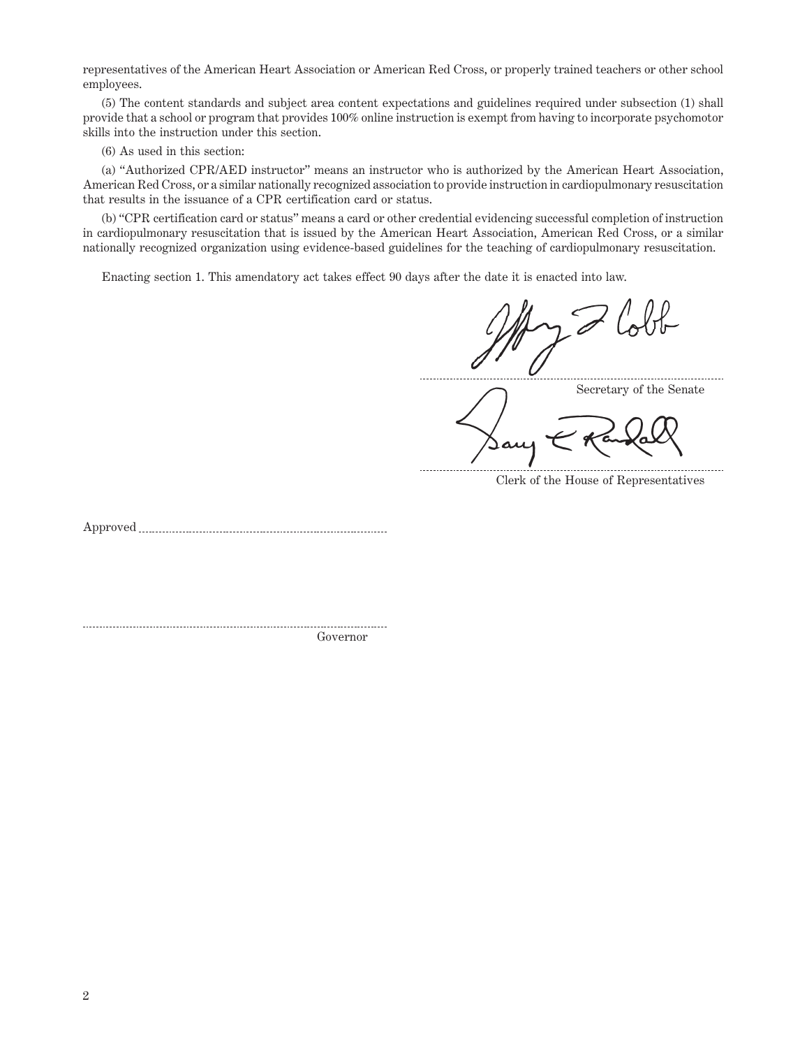representatives of the American Heart Association or American Red Cross, or properly trained teachers or other school employees.

(5) The content standards and subject area content expectations and guidelines required under subsection (1) shall provide that a school or program that provides 100% online instruction is exempt from having to incorporate psychomotor skills into the instruction under this section.

(6) As used in this section:

(a) "Authorized CPR/AED instructor" means an instructor who is authorized by the American Heart Association, American Red Cross, or a similar nationally recognized association to provide instruction in cardiopulmonary resuscitation that results in the issuance of a CPR certification card or status.

(b) "CPR certification card or status" means a card or other credential evidencing successful completion of instruction in cardiopulmonary resuscitation that is issued by the American Heart Association, American Red Cross, or a similar nationally recognized organization using evidence-based guidelines for the teaching of cardiopulmonary resuscitation.

Enacting section 1. This amendatory act takes effect 90 days after the date it is enacted into law.

Secretary of the Senate

Clerk of the House of Representatives

Approved

Governor